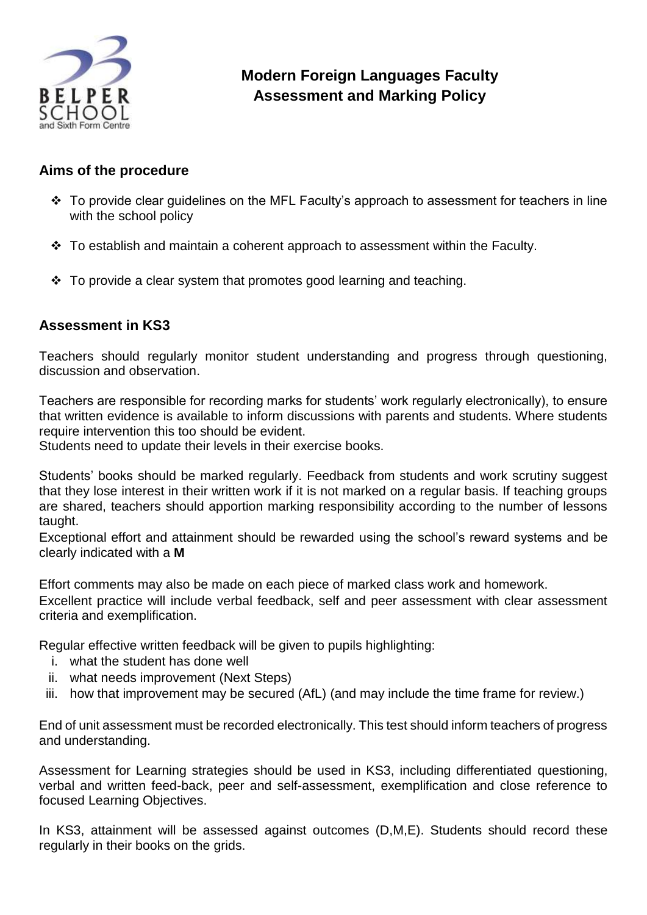# Modern Foreign Languages Faculty
# Assessment and Marking Policy

## Aims of the procedure

- ❖ To provide clear guidelines on the MFL Faculty's approach to assessment for teachers in line with the school policy
- ❖ To establish and maintain a coherent approach to assessment within the Faculty.
- ❖ To provide a clear system that promotes good learning and teaching.

## Assessment in KS3

Teachers should regularly monitor student understanding and progress through questioning, discussion and observation.

Teachers are responsible for recording marks for students' work regularly electronically), to ensure that written evidence is available to inform discussions with parents and students. Where students require intervention this too should be evident.
Students need to update their levels in their exercise books.

Students' books should be marked regularly. Feedback from students and work scrutiny suggest that they lose interest in their written work if it is not marked on a regular basis. If teaching groups are shared, teachers should apportion marking responsibility according to the number of lessons taught.
Exceptional effort and attainment should be rewarded using the school's reward systems and be clearly indicated with a **M**

Effort comments may also be made on each piece of marked class work and homework.
Excellent practice will include verbal feedback, self and peer assessment with clear assessment criteria and exemplification.

Regular effective written feedback will be given to pupils highlighting:

i. what the student has done well
ii. what needs improvement (Next Steps)
iii. how that improvement may be secured (AfL) (and may include the time frame for review.)

End of unit assessment must be recorded electronically. This test should inform teachers of progress and understanding.

Assessment for Learning strategies should be used in KS3, including differentiated questioning, verbal and written feed-back, peer and self-assessment, exemplification and close reference to focused Learning Objectives.

In KS3, attainment will be assessed against outcomes (D,M,E). Students should record these regularly in their books on the grids.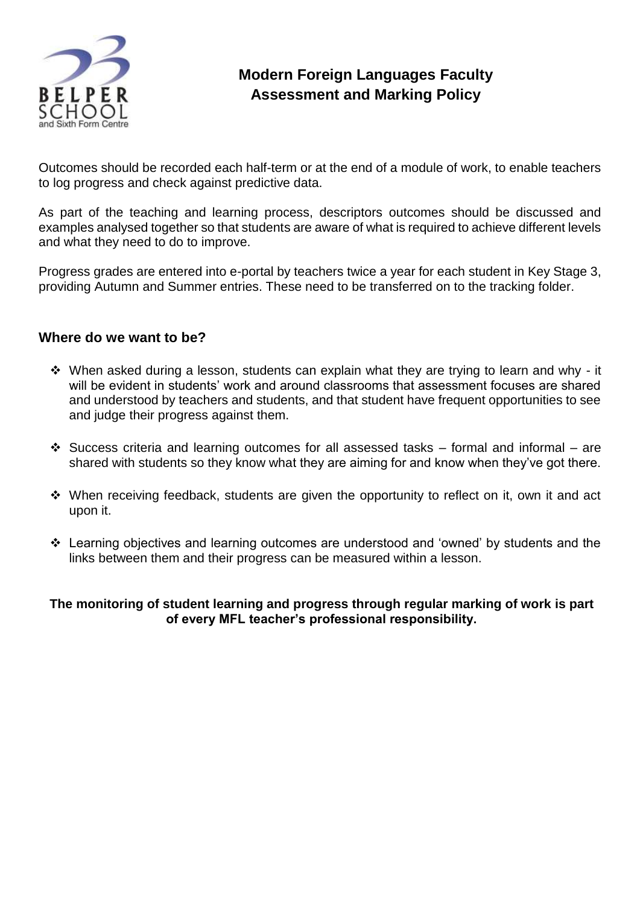# Modern Foreign Languages Faculty Assessment and Marking Policy

Outcomes should be recorded each half-term or at the end of a module of work, to enable teachers to log progress and check against predictive data.

As part of the teaching and learning process, descriptors outcomes should be discussed and examples analysed together so that students are aware of what is required to achieve different levels and what they need to do to improve.

Progress grades are entered into e-portal by teachers twice a year for each student in Key Stage 3, providing Autumn and Summer entries. These need to be transferred on to the tracking folder.

## Where do we want to be?

- When asked during a lesson, students can explain what they are trying to learn and why - it will be evident in students' work and around classrooms that assessment focuses are shared and understood by teachers and students, and that student have frequent opportunities to see and judge their progress against them.
- Success criteria and learning outcomes for all assessed tasks – formal and informal – are shared with students so they know what they are aiming for and know when they've got there.
- When receiving feedback, students are given the opportunity to reflect on it, own it and act upon it.
- Learning objectives and learning outcomes are understood and 'owned' by students and the links between them and their progress can be measured within a lesson.

**The monitoring of student learning and progress through regular marking of work is part of every MFL teacher's professional responsibility.**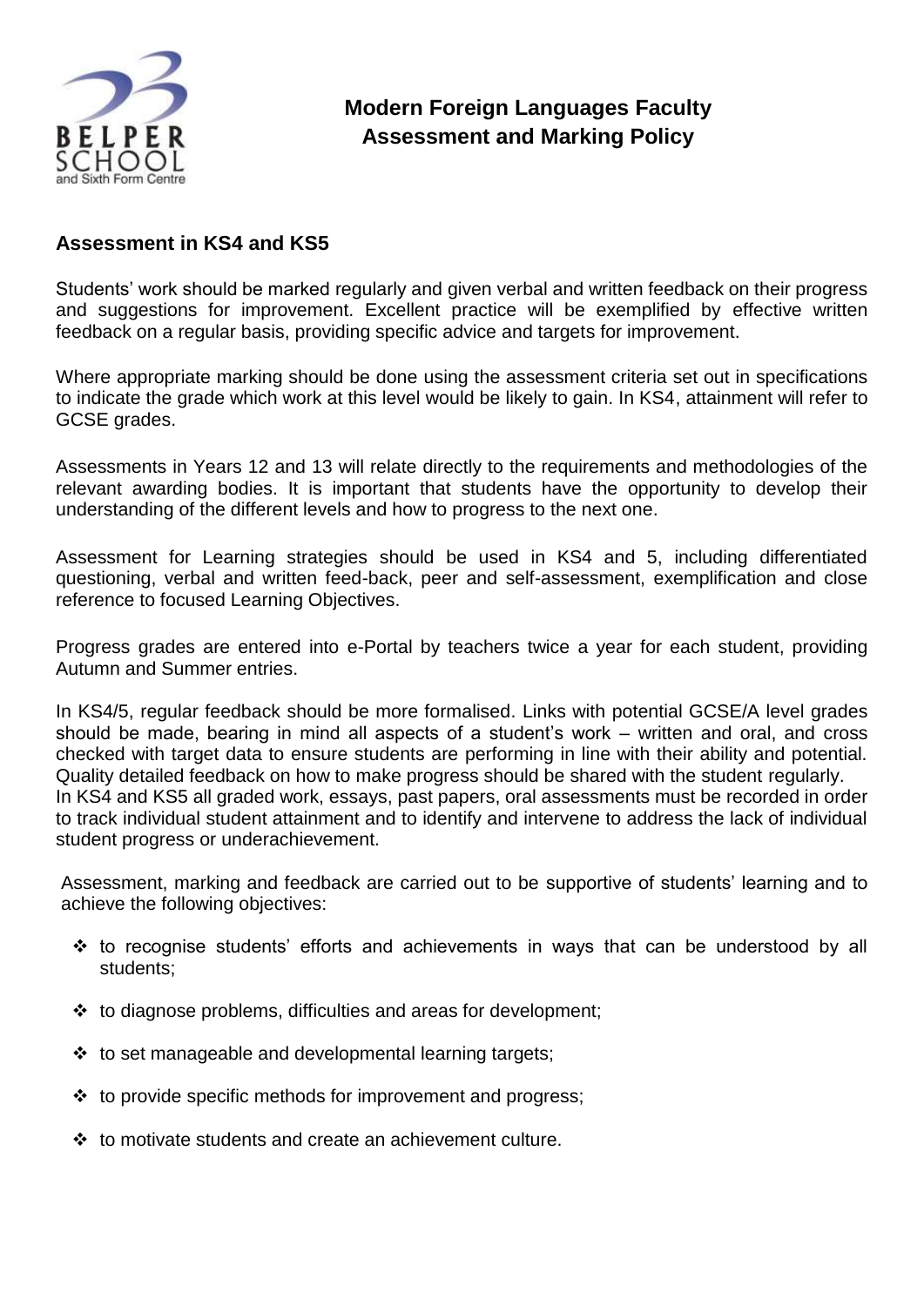# Modern Foreign Languages Faculty
# Assessment and Marking Policy

## Assessment in KS4 and KS5

Students' work should be marked regularly and given verbal and written feedback on their progress and suggestions for improvement. Excellent practice will be exemplified by effective written feedback on a regular basis, providing specific advice and targets for improvement.

Where appropriate marking should be done using the assessment criteria set out in specifications to indicate the grade which work at this level would be likely to gain. In KS4, attainment will refer to GCSE grades.

Assessments in Years 12 and 13 will relate directly to the requirements and methodologies of the relevant awarding bodies. It is important that students have the opportunity to develop their understanding of the different levels and how to progress to the next one.

Assessment for Learning strategies should be used in KS4 and 5, including differentiated questioning, verbal and written feed-back, peer and self-assessment, exemplification and close reference to focused Learning Objectives.

Progress grades are entered into e-Portal by teachers twice a year for each student, providing Autumn and Summer entries.

In KS4/5, regular feedback should be more formalised. Links with potential GCSE/A level grades should be made, bearing in mind all aspects of a student's work – written and oral, and cross checked with target data to ensure students are performing in line with their ability and potential. Quality detailed feedback on how to make progress should be shared with the student regularly.
In KS4 and KS5 all graded work, essays, past papers, oral assessments must be recorded in order to track individual student attainment and to identify and intervene to address the lack of individual student progress or underachievement.

Assessment, marking and feedback are carried out to be supportive of students' learning and to achieve the following objectives:

- to recognise students' efforts and achievements in ways that can be understood by all students;
- to diagnose problems, difficulties and areas for development;
- to set manageable and developmental learning targets;
- to provide specific methods for improvement and progress;
- to motivate students and create an achievement culture.